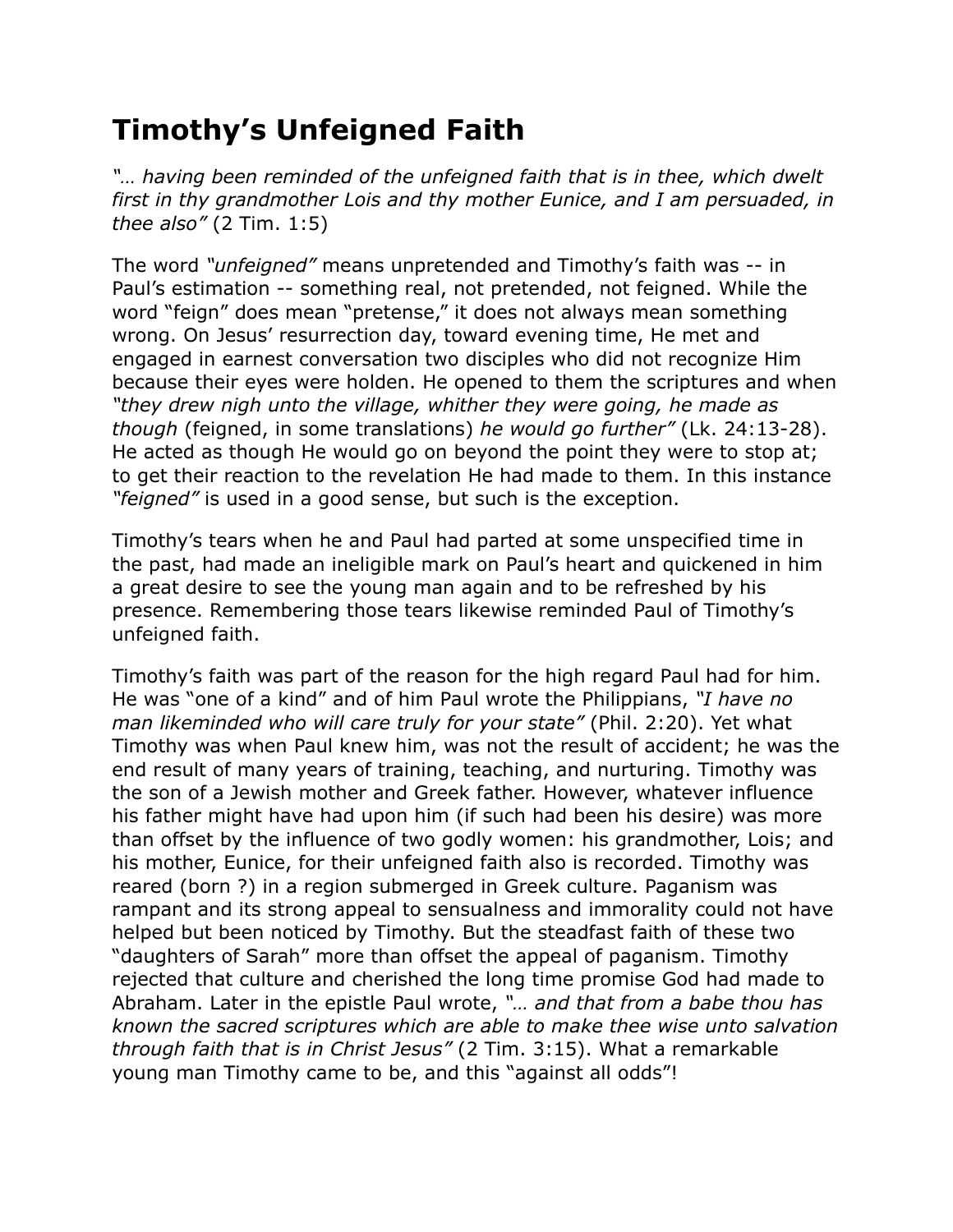# Timothy's Unfeigned Faith

*"… having been reminded of the unfeigned faith that is in thee, which dwelt first in thy grandmother Lois and thy mother Eunice, and I am persuaded, in thee also"* (2 Tim. 1:5)

The word *"unfeigned"* means unpretended and Timothy's faith was -- in Paul's estimation -- something real, not pretended, not feigned. While the word "feign" does mean "pretense," it does not always mean something wrong. On Jesus' resurrection day, toward evening time, He met and engaged in earnest conversation two disciples who did not recognize Him because their eyes were holden. He opened to them the scriptures and when *"they drew nigh unto the village, whither they were going, he made as though* (feigned, in some translations) *he would go further"* (Lk. 24:13-28). He acted as though He would go on beyond the point they were to stop at; to get their reaction to the revelation He had made to them. In this instance *"feigned"* is used in a good sense, but such is the exception.

Timothy's tears when he and Paul had parted at some unspecified time in the past, had made an ineligible mark on Paul's heart and quickened in him a great desire to see the young man again and to be refreshed by his presence. Remembering those tears likewise reminded Paul of Timothy's unfeigned faith.

Timothy's faith was part of the reason for the high regard Paul had for him. He was "one of a kind" and of him Paul wrote the Philippians, *"I have no man likeminded who will care truly for your state"* (Phil. 2:20). Yet what Timothy was when Paul knew him, was not the result of accident; he was the end result of many years of training, teaching, and nurturing. Timothy was the son of a Jewish mother and Greek father. However, whatever influence his father might have had upon him (if such had been his desire) was more than offset by the influence of two godly women: his grandmother, Lois; and his mother, Eunice, for their unfeigned faith also is recorded. Timothy was reared (born ?) in a region submerged in Greek culture. Paganism was rampant and its strong appeal to sensualness and immorality could not have helped but been noticed by Timothy. But the steadfast faith of these two "daughters of Sarah" more than offset the appeal of paganism. Timothy rejected that culture and cherished the long time promise God had made to Abraham. Later in the epistle Paul wrote, *"… and that from a babe thou has known the sacred scriptures which are able to make thee wise unto salvation through faith that is in Christ Jesus"* (2 Tim. 3:15). What a remarkable young man Timothy came to be, and this "against all odds"!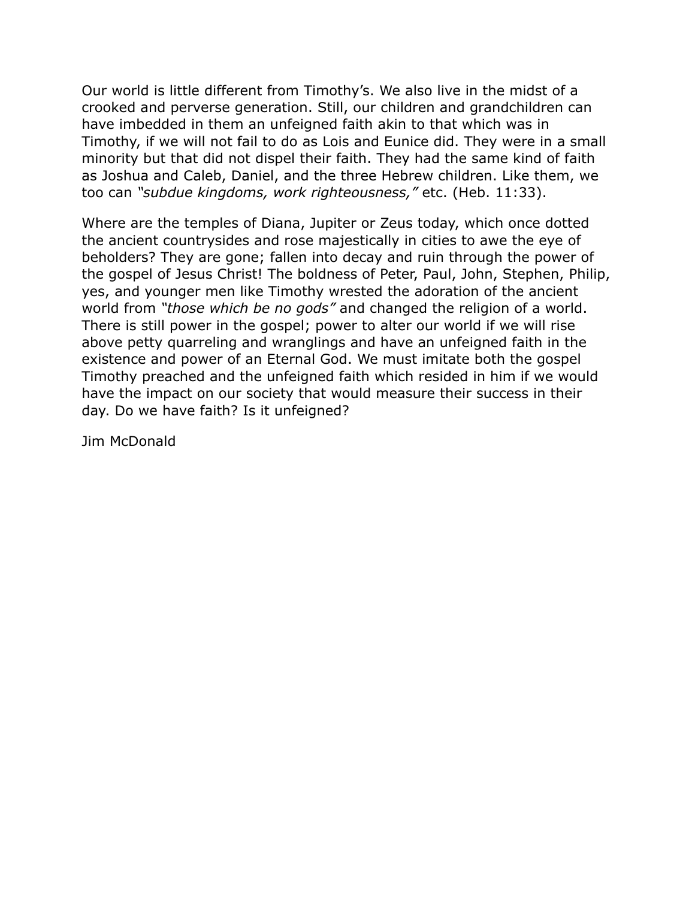Our world is little different from Timothy's. We also live in the midst of a crooked and perverse generation. Still, our children and grandchildren can have imbedded in them an unfeigned faith akin to that which was in Timothy, if we will not fail to do as Lois and Eunice did. They were in a small minority but that did not dispel their faith. They had the same kind of faith as Joshua and Caleb, Daniel, and the three Hebrew children. Like them, we too can *"subdue kingdoms, work righteousness,"* etc. (Heb. 11:33).

Where are the temples of Diana, Jupiter or Zeus today, which once dotted the ancient countrysides and rose majestically in cities to awe the eye of beholders? They are gone; fallen into decay and ruin through the power of the gospel of Jesus Christ! The boldness of Peter, Paul, John, Stephen, Philip, yes, and younger men like Timothy wrested the adoration of the ancient world from *"those which be no gods"* and changed the religion of a world. There is still power in the gospel; power to alter our world if we will rise above petty quarreling and wranglings and have an unfeigned faith in the existence and power of an Eternal God. We must imitate both the gospel Timothy preached and the unfeigned faith which resided in him if we would have the impact on our society that would measure their success in their day. Do we have faith? Is it unfeigned?

Jim McDonald